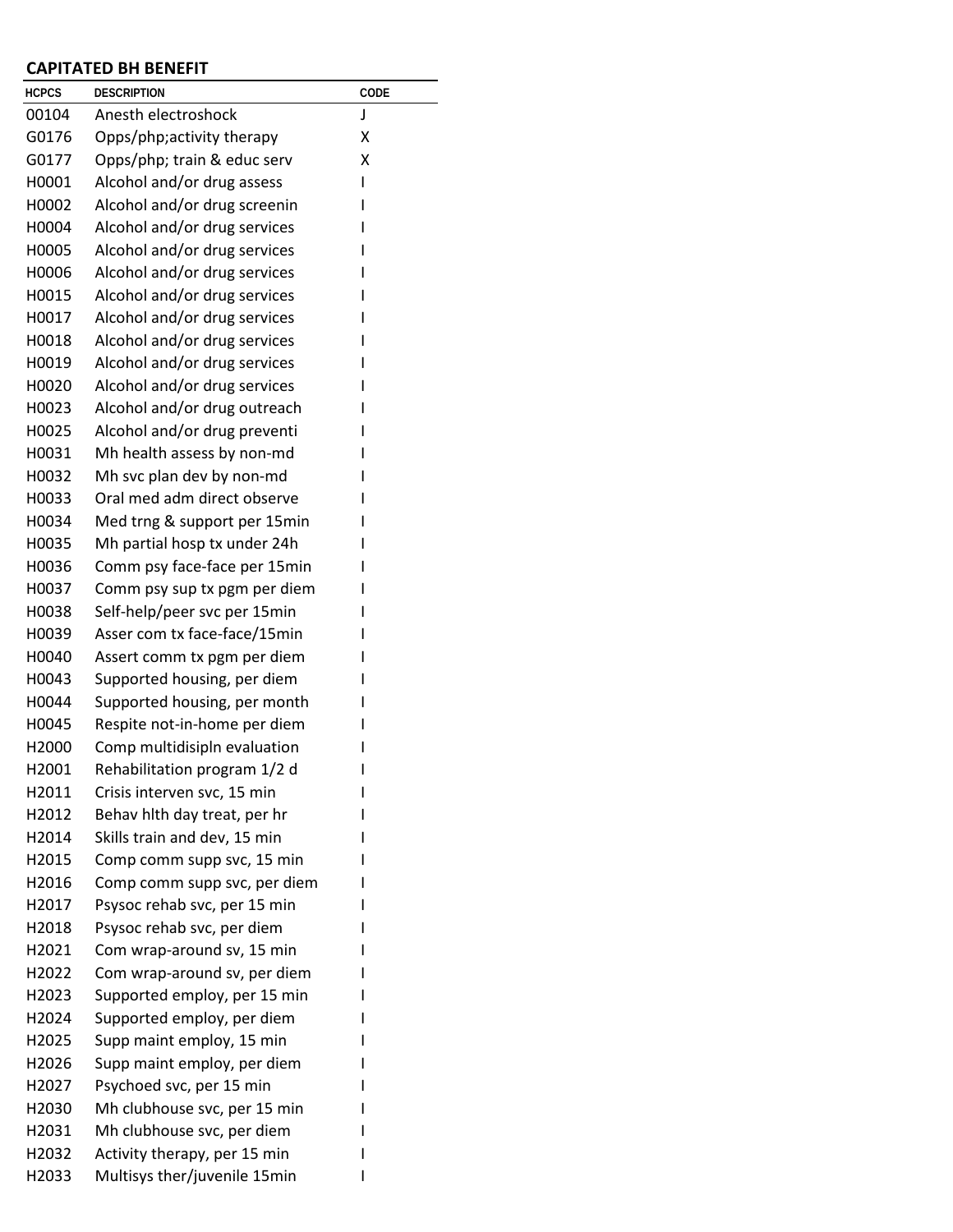**CAPITATED BH BENEFIT**

| HCPCS | DESCRIPTION | CODE |
|---|---|---|
| 00104 | Anesth electroshock | J |
| G0176 | Opps/php;activity therapy | X |
| G0177 | Opps/php; train & educ serv | X |
| H0001 | Alcohol and/or drug assess | I |
| H0002 | Alcohol and/or drug screenin | I |
| H0004 | Alcohol and/or drug services | I |
| H0005 | Alcohol and/or drug services | I |
| H0006 | Alcohol and/or drug services | I |
| H0015 | Alcohol and/or drug services | I |
| H0017 | Alcohol and/or drug services | I |
| H0018 | Alcohol and/or drug services | I |
| H0019 | Alcohol and/or drug services | I |
| H0020 | Alcohol and/or drug services | I |
| H0023 | Alcohol and/or drug outreach | I |
| H0025 | Alcohol and/or drug preventi | I |
| H0031 | Mh health assess by non-md | I |
| H0032 | Mh svc plan dev by non-md | I |
| H0033 | Oral med adm direct observe | I |
| H0034 | Med trng & support per 15min | I |
| H0035 | Mh partial hosp tx under 24h | I |
| H0036 | Comm psy face-face per 15min | I |
| H0037 | Comm psy sup tx pgm per diem | I |
| H0038 | Self-help/peer svc per 15min | I |
| H0039 | Asser com tx face-face/15min | I |
| H0040 | Assert comm tx pgm per diem | I |
| H0043 | Supported housing, per diem | I |
| H0044 | Supported housing, per month | I |
| H0045 | Respite not-in-home per diem | I |
| H2000 | Comp multidisipln evaluation | I |
| H2001 | Rehabilitation program 1/2 d | I |
| H2011 | Crisis interven svc, 15 min | I |
| H2012 | Behav hlth day treat, per hr | I |
| H2014 | Skills train and dev, 15 min | I |
| H2015 | Comp comm supp svc, 15 min | I |
| H2016 | Comp comm supp svc, per diem | I |
| H2017 | Psysoc rehab svc, per 15 min | I |
| H2018 | Psysoc rehab svc, per diem | I |
| H2021 | Com wrap-around sv, 15 min | I |
| H2022 | Com wrap-around sv, per diem | I |
| H2023 | Supported employ, per 15 min | I |
| H2024 | Supported employ, per diem | I |
| H2025 | Supp maint employ, 15 min | I |
| H2026 | Supp maint employ, per diem | I |
| H2027 | Psychoed svc, per 15 min | I |
| H2030 | Mh clubhouse svc, per 15 min | I |
| H2031 | Mh clubhouse svc, per diem | I |
| H2032 | Activity therapy, per 15 min | I |
| H2033 | Multisys ther/juvenile 15min | I |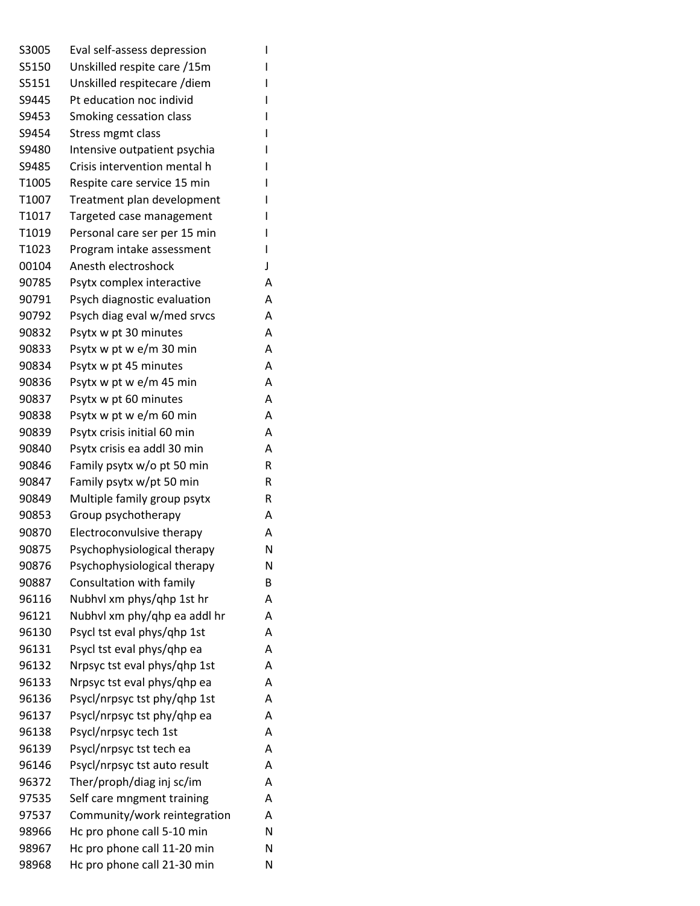| | | |
|---|---|---|
| S3005 | Eval self-assess depression | I |
| S5150 | Unskilled respite care /15m | I |
| S5151 | Unskilled respitecare /diem | I |
| S9445 | Pt education noc individ | I |
| S9453 | Smoking cessation class | I |
| S9454 | Stress mgmt class | I |
| S9480 | Intensive outpatient psychia | I |
| S9485 | Crisis intervention mental h | I |
| T1005 | Respite care service 15 min | I |
| T1007 | Treatment plan development | I |
| T1017 | Targeted case management | I |
| T1019 | Personal care ser per 15 min | I |
| T1023 | Program intake assessment | I |
| 00104 | Anesth electroshock | J |
| 90785 | Psytx complex interactive | A |
| 90791 | Psych diagnostic evaluation | A |
| 90792 | Psych diag eval w/med srvcs | A |
| 90832 | Psytx w pt 30 minutes | A |
| 90833 | Psytx w pt w e/m 30 min | A |
| 90834 | Psytx w pt 45 minutes | A |
| 90836 | Psytx w pt w e/m 45 min | A |
| 90837 | Psytx w pt 60 minutes | A |
| 90838 | Psytx w pt w e/m 60 min | A |
| 90839 | Psytx crisis initial 60 min | A |
| 90840 | Psytx crisis ea addl 30 min | A |
| 90846 | Family psytx w/o pt 50 min | R |
| 90847 | Family psytx w/pt 50 min | R |
| 90849 | Multiple family group psytx | R |
| 90853 | Group psychotherapy | A |
| 90870 | Electroconvulsive therapy | A |
| 90875 | Psychophysiological therapy | N |
| 90876 | Psychophysiological therapy | N |
| 90887 | Consultation with family | B |
| 96116 | Nubhvl xm phys/qhp 1st hr | A |
| 96121 | Nubhvl xm phy/qhp ea addl hr | A |
| 96130 | Psycl tst eval phys/qhp 1st | A |
| 96131 | Psycl tst eval phys/qhp ea | A |
| 96132 | Nrpsyc tst eval phys/qhp 1st | A |
| 96133 | Nrpsyc tst eval phys/qhp ea | A |
| 96136 | Psycl/nrpsyc tst phy/qhp 1st | A |
| 96137 | Psycl/nrpsyc tst phy/qhp ea | A |
| 96138 | Psycl/nrpsyc tech 1st | A |
| 96139 | Psycl/nrpsyc tst tech ea | A |
| 96146 | Psycl/nrpsyc tst auto result | A |
| 96372 | Ther/proph/diag inj sc/im | A |
| 97535 | Self care mngment training | A |
| 97537 | Community/work reintegration | A |
| 98966 | Hc pro phone call 5-10 min | N |
| 98967 | Hc pro phone call 11-20 min | N |
| 98968 | Hc pro phone call 21-30 min | N |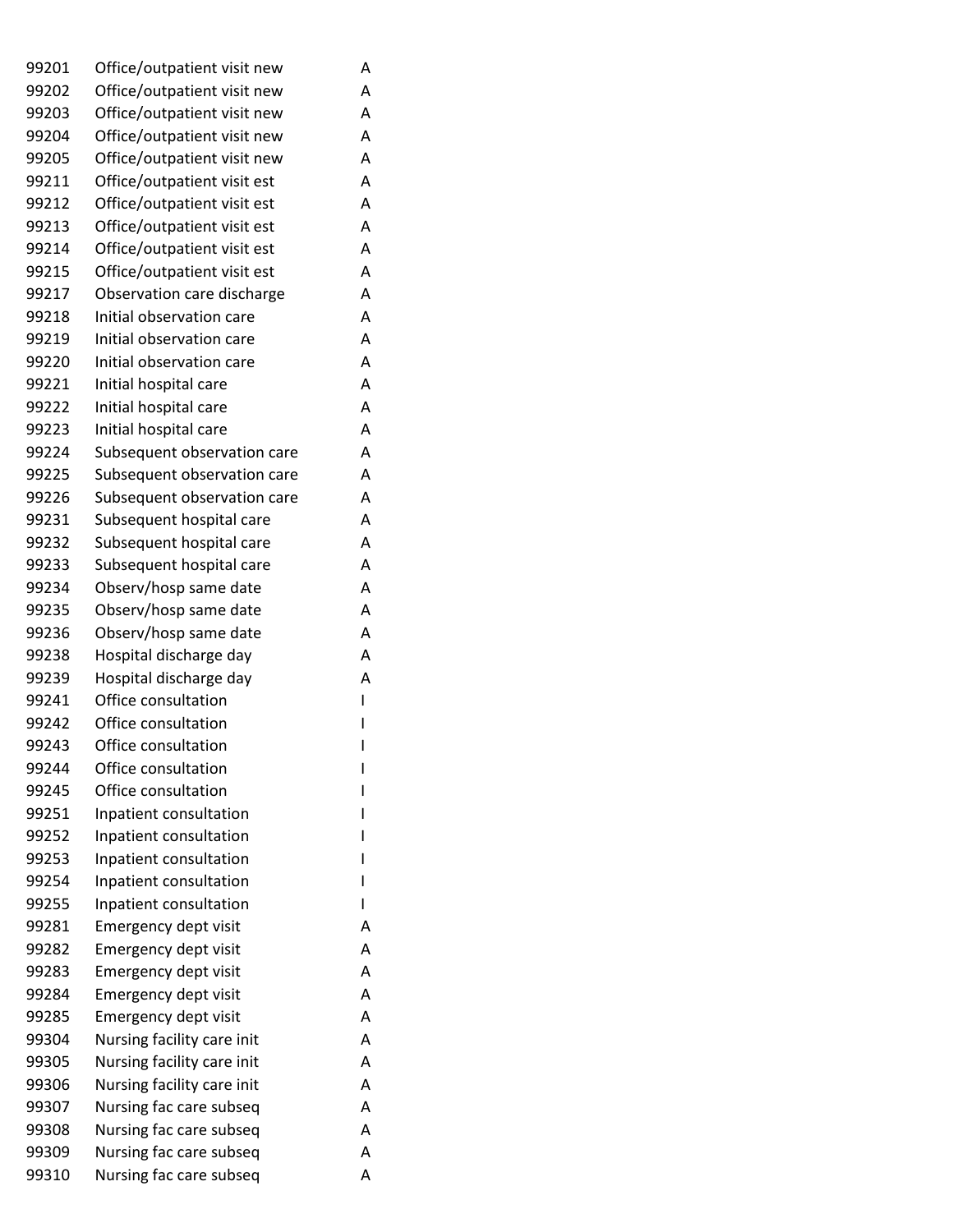| | | |
|---|---|---|
| 99201 | Office/outpatient visit new | A |
| 99202 | Office/outpatient visit new | A |
| 99203 | Office/outpatient visit new | A |
| 99204 | Office/outpatient visit new | A |
| 99205 | Office/outpatient visit new | A |
| 99211 | Office/outpatient visit est | A |
| 99212 | Office/outpatient visit est | A |
| 99213 | Office/outpatient visit est | A |
| 99214 | Office/outpatient visit est | A |
| 99215 | Office/outpatient visit est | A |
| 99217 | Observation care discharge | A |
| 99218 | Initial observation care | A |
| 99219 | Initial observation care | A |
| 99220 | Initial observation care | A |
| 99221 | Initial hospital care | A |
| 99222 | Initial hospital care | A |
| 99223 | Initial hospital care | A |
| 99224 | Subsequent observation care | A |
| 99225 | Subsequent observation care | A |
| 99226 | Subsequent observation care | A |
| 99231 | Subsequent hospital care | A |
| 99232 | Subsequent hospital care | A |
| 99233 | Subsequent hospital care | A |
| 99234 | Observ/hosp same date | A |
| 99235 | Observ/hosp same date | A |
| 99236 | Observ/hosp same date | A |
| 99238 | Hospital discharge day | A |
| 99239 | Hospital discharge day | A |
| 99241 | Office consultation | I |
| 99242 | Office consultation | I |
| 99243 | Office consultation | I |
| 99244 | Office consultation | I |
| 99245 | Office consultation | I |
| 99251 | Inpatient consultation | I |
| 99252 | Inpatient consultation | I |
| 99253 | Inpatient consultation | I |
| 99254 | Inpatient consultation | I |
| 99255 | Inpatient consultation | I |
| 99281 | Emergency dept visit | A |
| 99282 | Emergency dept visit | A |
| 99283 | Emergency dept visit | A |
| 99284 | Emergency dept visit | A |
| 99285 | Emergency dept visit | A |
| 99304 | Nursing facility care init | A |
| 99305 | Nursing facility care init | A |
| 99306 | Nursing facility care init | A |
| 99307 | Nursing fac care subseq | A |
| 99308 | Nursing fac care subseq | A |
| 99309 | Nursing fac care subseq | A |
| 99310 | Nursing fac care subseq | A |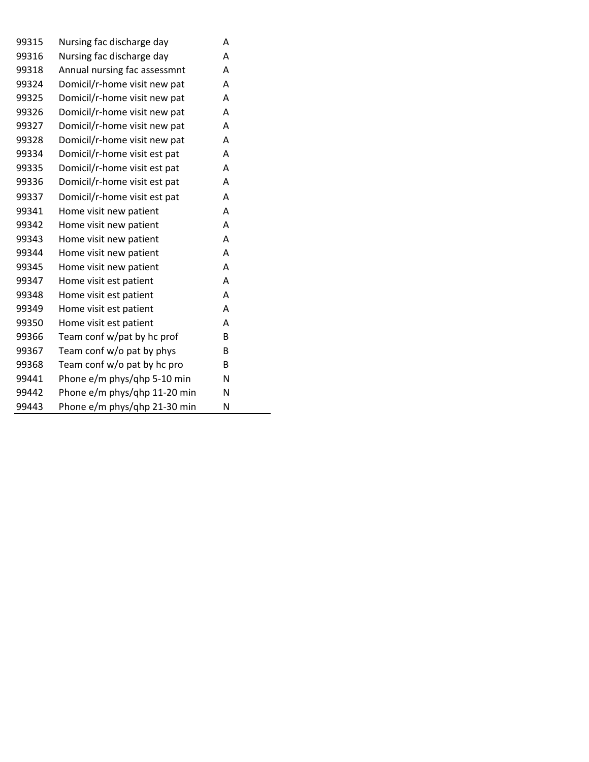| | | |
|---|---|---|
| 99315 | Nursing fac discharge day | A |
| 99316 | Nursing fac discharge day | A |
| 99318 | Annual nursing fac assessmnt | A |
| 99324 | Domicil/r-home visit new pat | A |
| 99325 | Domicil/r-home visit new pat | A |
| 99326 | Domicil/r-home visit new pat | A |
| 99327 | Domicil/r-home visit new pat | A |
| 99328 | Domicil/r-home visit new pat | A |
| 99334 | Domicil/r-home visit est pat | A |
| 99335 | Domicil/r-home visit est pat | A |
| 99336 | Domicil/r-home visit est pat | A |
| 99337 | Domicil/r-home visit est pat | A |
| 99341 | Home visit new patient | A |
| 99342 | Home visit new patient | A |
| 99343 | Home visit new patient | A |
| 99344 | Home visit new patient | A |
| 99345 | Home visit new patient | A |
| 99347 | Home visit est patient | A |
| 99348 | Home visit est patient | A |
| 99349 | Home visit est patient | A |
| 99350 | Home visit est patient | A |
| 99366 | Team conf w/pat by hc prof | B |
| 99367 | Team conf w/o pat by phys | B |
| 99368 | Team conf w/o pat by hc pro | B |
| 99441 | Phone e/m phys/qhp 5-10 min | N |
| 99442 | Phone e/m phys/qhp 11-20 min | N |
| 99443 | Phone e/m phys/qhp 21-30 min | N |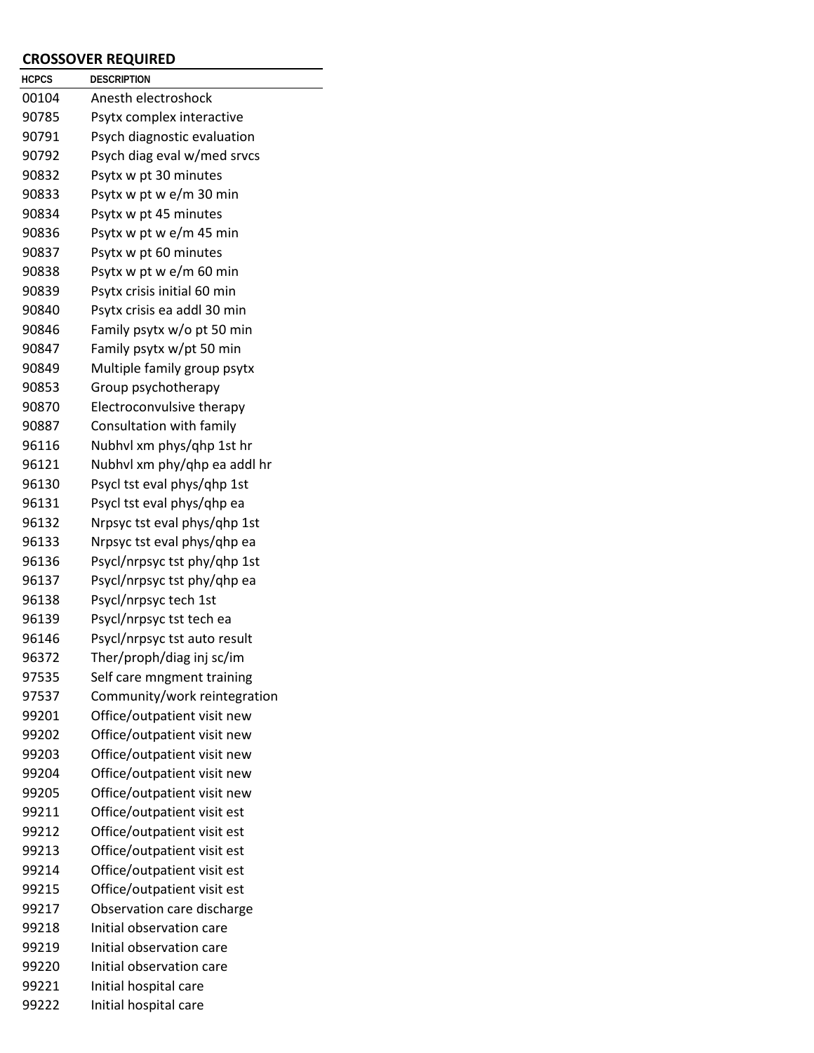## CROSSOVER REQUIRED

| HCPCS | DESCRIPTION |
|---|---|
| 00104 | Anesth electroshock |
| 90785 | Psytx complex interactive |
| 90791 | Psych diagnostic evaluation |
| 90792 | Psych diag eval w/med srvcs |
| 90832 | Psytx w pt 30 minutes |
| 90833 | Psytx w pt w e/m 30 min |
| 90834 | Psytx w pt 45 minutes |
| 90836 | Psytx w pt w e/m 45 min |
| 90837 | Psytx w pt 60 minutes |
| 90838 | Psytx w pt w e/m 60 min |
| 90839 | Psytx crisis initial 60 min |
| 90840 | Psytx crisis ea addl 30 min |
| 90846 | Family psytx w/o pt 50 min |
| 90847 | Family psytx w/pt 50 min |
| 90849 | Multiple family group psytx |
| 90853 | Group psychotherapy |
| 90870 | Electroconvulsive therapy |
| 90887 | Consultation with family |
| 96116 | Nubhvl xm phys/qhp 1st hr |
| 96121 | Nubhvl xm phy/qhp ea addl hr |
| 96130 | Psycl tst eval phys/qhp 1st |
| 96131 | Psycl tst eval phys/qhp ea |
| 96132 | Nrpsyc tst eval phys/qhp 1st |
| 96133 | Nrpsyc tst eval phys/qhp ea |
| 96136 | Psycl/nrpsyc tst phy/qhp 1st |
| 96137 | Psycl/nrpsyc tst phy/qhp ea |
| 96138 | Psycl/nrpsyc tech 1st |
| 96139 | Psycl/nrpsyc tst tech ea |
| 96146 | Psycl/nrpsyc tst auto result |
| 96372 | Ther/proph/diag inj sc/im |
| 97535 | Self care mngment training |
| 97537 | Community/work reintegration |
| 99201 | Office/outpatient visit new |
| 99202 | Office/outpatient visit new |
| 99203 | Office/outpatient visit new |
| 99204 | Office/outpatient visit new |
| 99205 | Office/outpatient visit new |
| 99211 | Office/outpatient visit est |
| 99212 | Office/outpatient visit est |
| 99213 | Office/outpatient visit est |
| 99214 | Office/outpatient visit est |
| 99215 | Office/outpatient visit est |
| 99217 | Observation care discharge |
| 99218 | Initial observation care |
| 99219 | Initial observation care |
| 99220 | Initial observation care |
| 99221 | Initial hospital care |
| 99222 | Initial hospital care |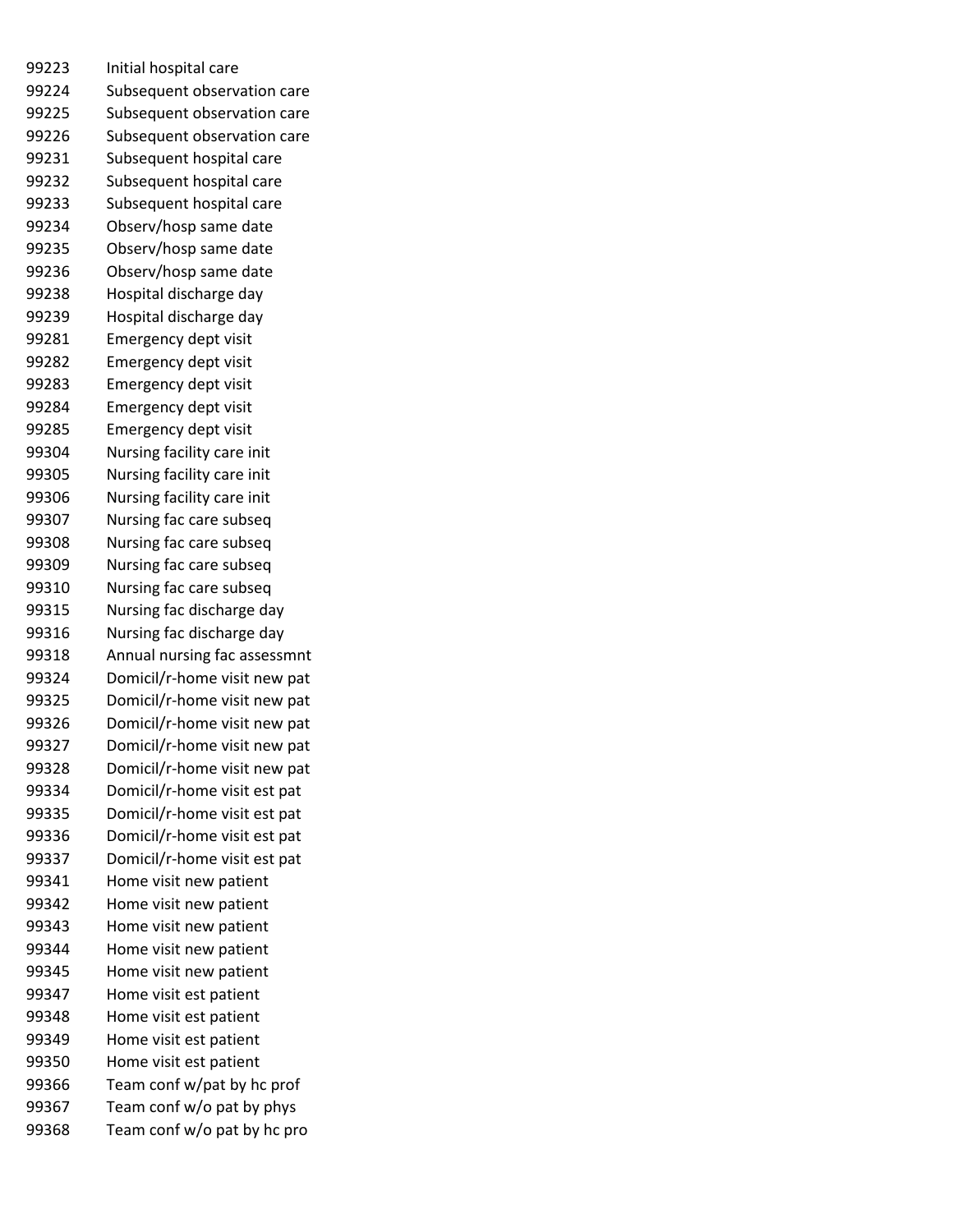| | |
|---|---|
| 99223 | Initial hospital care |
| 99224 | Subsequent observation care |
| 99225 | Subsequent observation care |
| 99226 | Subsequent observation care |
| 99231 | Subsequent hospital care |
| 99232 | Subsequent hospital care |
| 99233 | Subsequent hospital care |
| 99234 | Observ/hosp same date |
| 99235 | Observ/hosp same date |
| 99236 | Observ/hosp same date |
| 99238 | Hospital discharge day |
| 99239 | Hospital discharge day |
| 99281 | Emergency dept visit |
| 99282 | Emergency dept visit |
| 99283 | Emergency dept visit |
| 99284 | Emergency dept visit |
| 99285 | Emergency dept visit |
| 99304 | Nursing facility care init |
| 99305 | Nursing facility care init |
| 99306 | Nursing facility care init |
| 99307 | Nursing fac care subseq |
| 99308 | Nursing fac care subseq |
| 99309 | Nursing fac care subseq |
| 99310 | Nursing fac care subseq |
| 99315 | Nursing fac discharge day |
| 99316 | Nursing fac discharge day |
| 99318 | Annual nursing fac assessmnt |
| 99324 | Domicil/r-home visit new pat |
| 99325 | Domicil/r-home visit new pat |
| 99326 | Domicil/r-home visit new pat |
| 99327 | Domicil/r-home visit new pat |
| 99328 | Domicil/r-home visit new pat |
| 99334 | Domicil/r-home visit est pat |
| 99335 | Domicil/r-home visit est pat |
| 99336 | Domicil/r-home visit est pat |
| 99337 | Domicil/r-home visit est pat |
| 99341 | Home visit new patient |
| 99342 | Home visit new patient |
| 99343 | Home visit new patient |
| 99344 | Home visit new patient |
| 99345 | Home visit new patient |
| 99347 | Home visit est patient |
| 99348 | Home visit est patient |
| 99349 | Home visit est patient |
| 99350 | Home visit est patient |
| 99366 | Team conf w/pat by hc prof |
| 99367 | Team conf w/o pat by phys |
| 99368 | Team conf w/o pat by hc pro |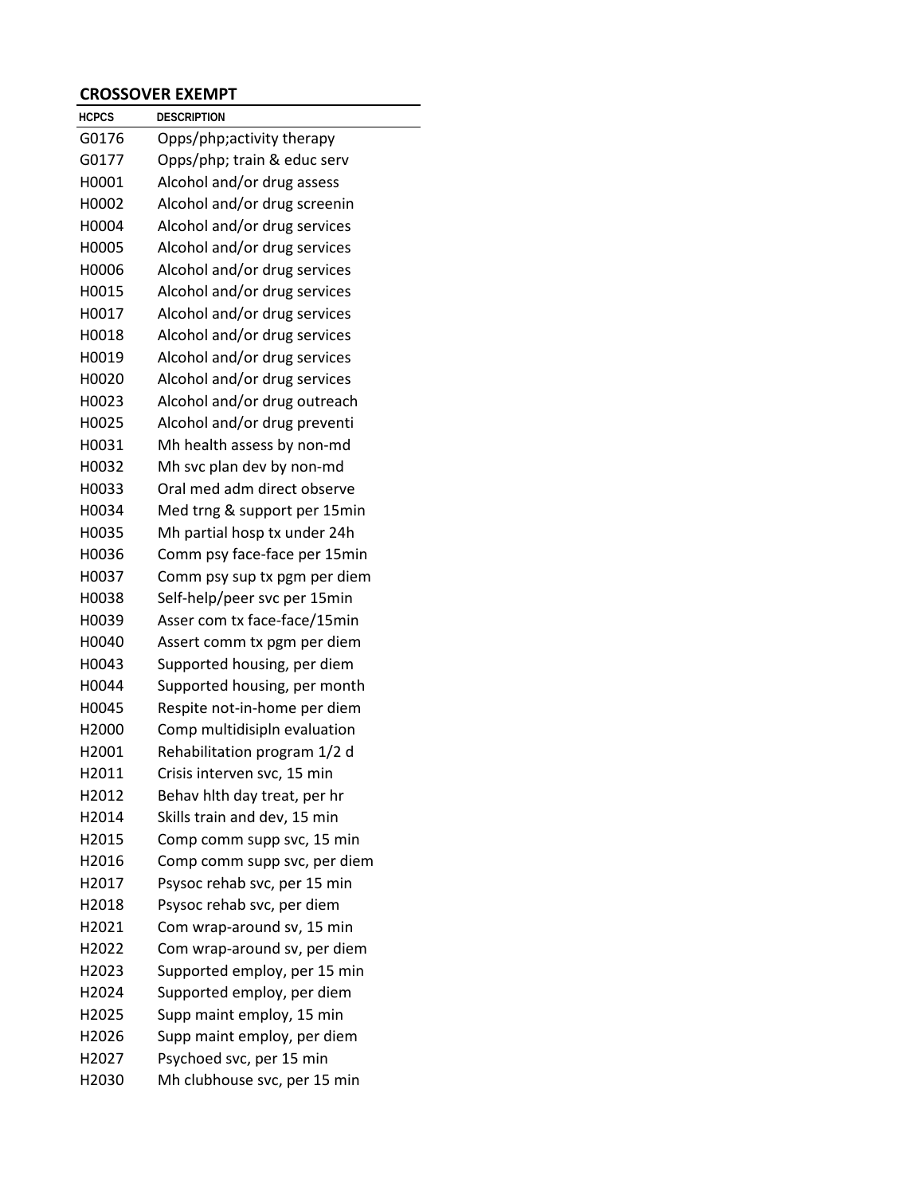## CROSSOVER EXEMPT

| HCPCS | DESCRIPTION |
|---|---|
| G0176 | Opps/php;activity therapy |
| G0177 | Opps/php; train & educ serv |
| H0001 | Alcohol and/or drug assess |
| H0002 | Alcohol and/or drug screenin |
| H0004 | Alcohol and/or drug services |
| H0005 | Alcohol and/or drug services |
| H0006 | Alcohol and/or drug services |
| H0015 | Alcohol and/or drug services |
| H0017 | Alcohol and/or drug services |
| H0018 | Alcohol and/or drug services |
| H0019 | Alcohol and/or drug services |
| H0020 | Alcohol and/or drug services |
| H0023 | Alcohol and/or drug outreach |
| H0025 | Alcohol and/or drug preventi |
| H0031 | Mh health assess by non-md |
| H0032 | Mh svc plan dev by non-md |
| H0033 | Oral med adm direct observe |
| H0034 | Med trng & support per 15min |
| H0035 | Mh partial hosp tx under 24h |
| H0036 | Comm psy face-face per 15min |
| H0037 | Comm psy sup tx pgm per diem |
| H0038 | Self-help/peer svc per 15min |
| H0039 | Asser com tx face-face/15min |
| H0040 | Assert comm tx pgm per diem |
| H0043 | Supported housing, per diem |
| H0044 | Supported housing, per month |
| H0045 | Respite not-in-home per diem |
| H2000 | Comp multidisipln evaluation |
| H2001 | Rehabilitation program 1/2 d |
| H2011 | Crisis interven svc, 15 min |
| H2012 | Behav hlth day treat, per hr |
| H2014 | Skills train and dev, 15 min |
| H2015 | Comp comm supp svc, 15 min |
| H2016 | Comp comm supp svc, per diem |
| H2017 | Psysoc rehab svc, per 15 min |
| H2018 | Psysoc rehab svc, per diem |
| H2021 | Com wrap-around sv, 15 min |
| H2022 | Com wrap-around sv, per diem |
| H2023 | Supported employ, per 15 min |
| H2024 | Supported employ, per diem |
| H2025 | Supp maint employ, 15 min |
| H2026 | Supp maint employ, per diem |
| H2027 | Psychoed svc, per 15 min |
| H2030 | Mh clubhouse svc, per 15 min |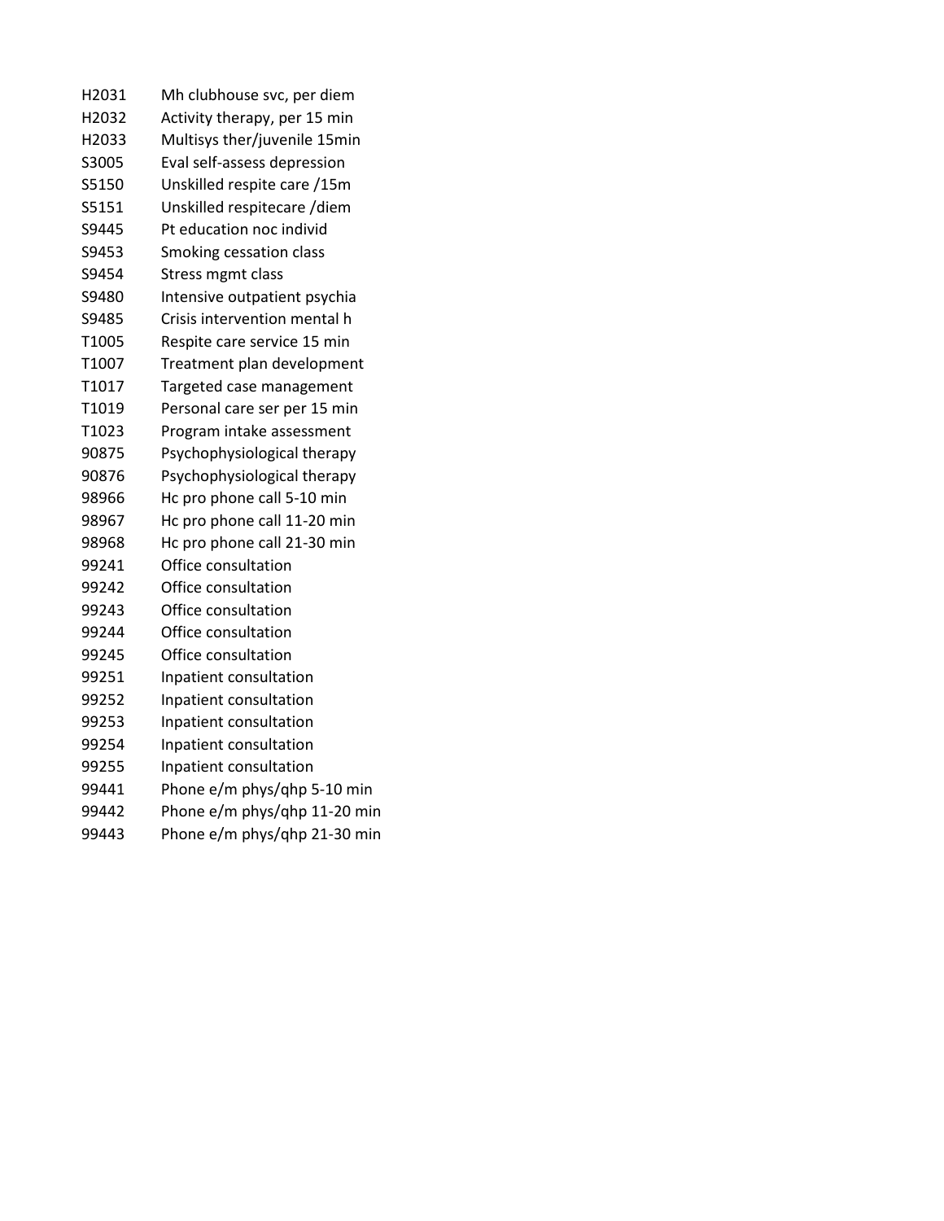| | |
|---|---|
| H2031 | Mh clubhouse svc, per diem |
| H2032 | Activity therapy, per 15 min |
| H2033 | Multisys ther/juvenile 15min |
| S3005 | Eval self-assess depression |
| S5150 | Unskilled respite care /15m |
| S5151 | Unskilled respitecare /diem |
| S9445 | Pt education noc individ |
| S9453 | Smoking cessation class |
| S9454 | Stress mgmt class |
| S9480 | Intensive outpatient psychia |
| S9485 | Crisis intervention mental h |
| T1005 | Respite care service 15 min |
| T1007 | Treatment plan development |
| T1017 | Targeted case management |
| T1019 | Personal care ser per 15 min |
| T1023 | Program intake assessment |
| 90875 | Psychophysiological therapy |
| 90876 | Psychophysiological therapy |
| 98966 | Hc pro phone call 5-10 min |
| 98967 | Hc pro phone call 11-20 min |
| 98968 | Hc pro phone call 21-30 min |
| 99241 | Office consultation |
| 99242 | Office consultation |
| 99243 | Office consultation |
| 99244 | Office consultation |
| 99245 | Office consultation |
| 99251 | Inpatient consultation |
| 99252 | Inpatient consultation |
| 99253 | Inpatient consultation |
| 99254 | Inpatient consultation |
| 99255 | Inpatient consultation |
| 99441 | Phone e/m phys/qhp 5-10 min |
| 99442 | Phone e/m phys/qhp 11-20 min |
| 99443 | Phone e/m phys/qhp 21-30 min |